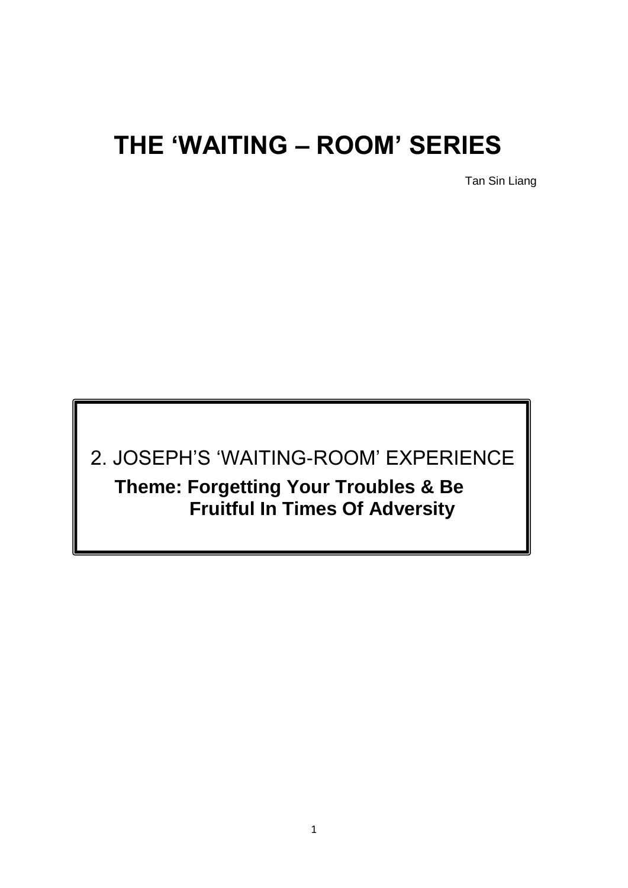# THE 'WAITING – ROOM' SERIES

Tan Sin Liang

## 2. JOSEPH'S 'WAITING-ROOM' EXPERIENCE

**Theme: Forgetting Your Troubles & Be Fruitful In Times Of Adversity**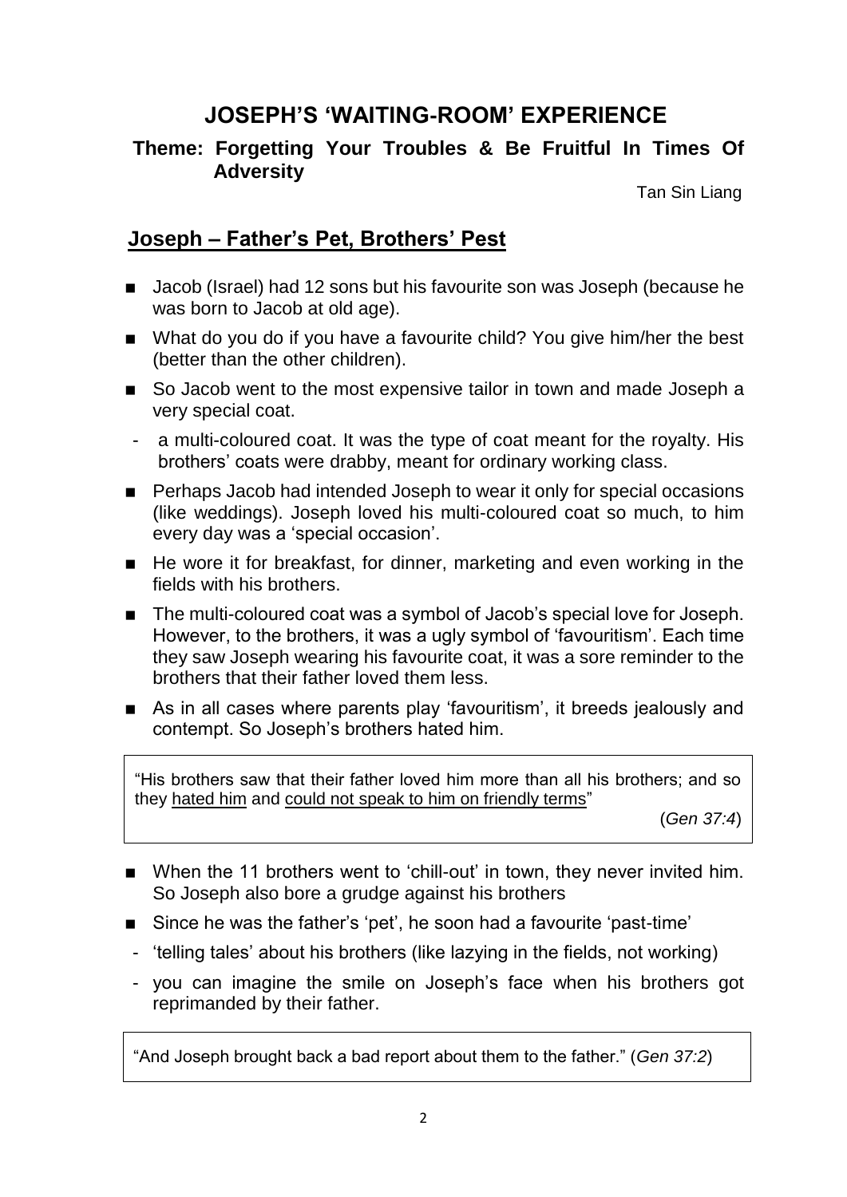# JOSEPH'S 'WAITING-ROOM' EXPERIENCE

### Theme: Forgetting Your Troubles & Be Fruitful In Times Of Adversity

Tan Sin Liang

## Joseph – Father's Pet, Brothers' Pest

- Jacob (Israel) had 12 sons but his favourite son was Joseph (because he was born to Jacob at old age).
- What do you do if you have a favourite child? You give him/her the best (better than the other children).
- So Jacob went to the most expensive tailor in town and made Joseph a very special coat.
  - a multi-coloured coat. It was the type of coat meant for the royalty. His brothers' coats were drabby, meant for ordinary working class.
- Perhaps Jacob had intended Joseph to wear it only for special occasions (like weddings). Joseph loved his multi-coloured coat so much, to him every day was a 'special occasion'.
- He wore it for breakfast, for dinner, marketing and even working in the fields with his brothers.
- The multi-coloured coat was a symbol of Jacob's special love for Joseph. However, to the brothers, it was a ugly symbol of 'favouritism'. Each time they saw Joseph wearing his favourite coat, it was a sore reminder to the brothers that their father loved them less.
- As in all cases where parents play 'favouritism', it breeds jealously and contempt. So Joseph's brothers hated him.

> "His brothers saw that their father loved him more than all his brothers; and so they hated him and could not speak to him on friendly terms"
>
> (*Gen 37:4*)

- When the 11 brothers went to 'chill-out' in town, they never invited him. So Joseph also bore a grudge against his brothers
- Since he was the father's 'pet', he soon had a favourite 'past-time'
  - 'telling tales' about his brothers (like lazying in the fields, not working)
  - you can imagine the smile on Joseph's face when his brothers got reprimanded by their father.

> "And Joseph brought back a bad report about them to the father." (*Gen 37:2*)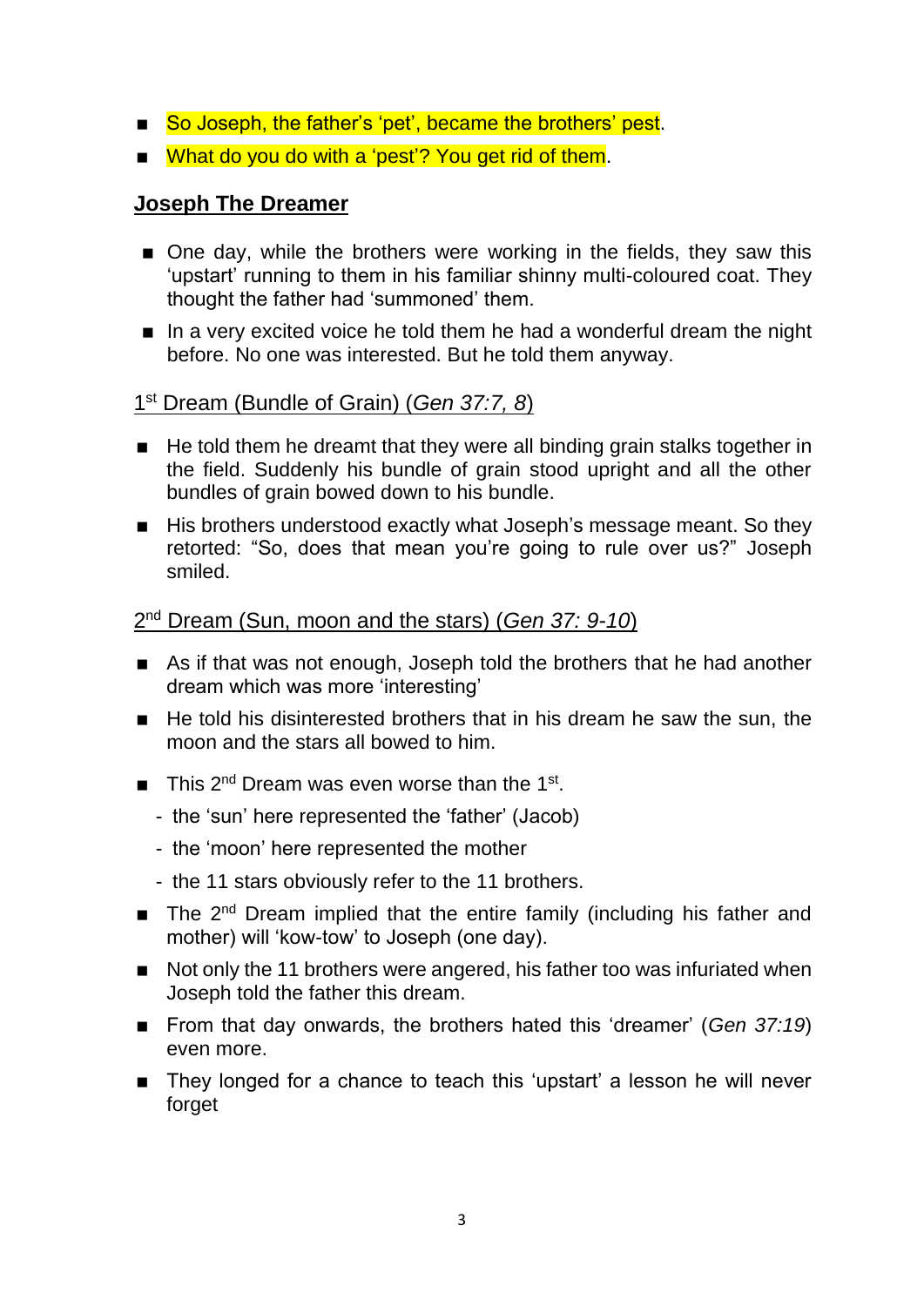- ==So Joseph, the father's 'pet', became the brothers' pest==.
- ==What do you do with a 'pest'? You get rid of them==.

**<u>Joseph The Dreamer</u>**

- One day, while the brothers were working in the fields, they saw this 'upstart' running to them in his familiar shinny multi-coloured coat. They thought the father had 'summoned' them.
- In a very excited voice he told them he had a wonderful dream the night before. No one was interested. But he told them anyway.

<u>1st Dream (Bundle of Grain) (*Gen 37:7, 8*)</u>

- He told them he dreamt that they were all binding grain stalks together in the field. Suddenly his bundle of grain stood upright and all the other bundles of grain bowed down to his bundle.
- His brothers understood exactly what Joseph's message meant. So they retorted: "So, does that mean you're going to rule over us?" Joseph smiled.

<u>2nd Dream (Sun, moon and the stars) (*Gen 37: 9-10*)</u>

- As if that was not enough, Joseph told the brothers that he had another dream which was more 'interesting'
- He told his disinterested brothers that in his dream he saw the sun, the moon and the stars all bowed to him.
- This 2nd Dream was even worse than the 1st.
  - the 'sun' here represented the 'father' (Jacob)
  - the 'moon' here represented the mother
  - the 11 stars obviously refer to the 11 brothers.
- The 2nd Dream implied that the entire family (including his father and mother) will 'kow-tow' to Joseph (one day).
- Not only the 11 brothers were angered, his father too was infuriated when Joseph told the father this dream.
- From that day onwards, the brothers hated this 'dreamer' (*Gen 37:19*) even more.
- They longed for a chance to teach this 'upstart' a lesson he will never forget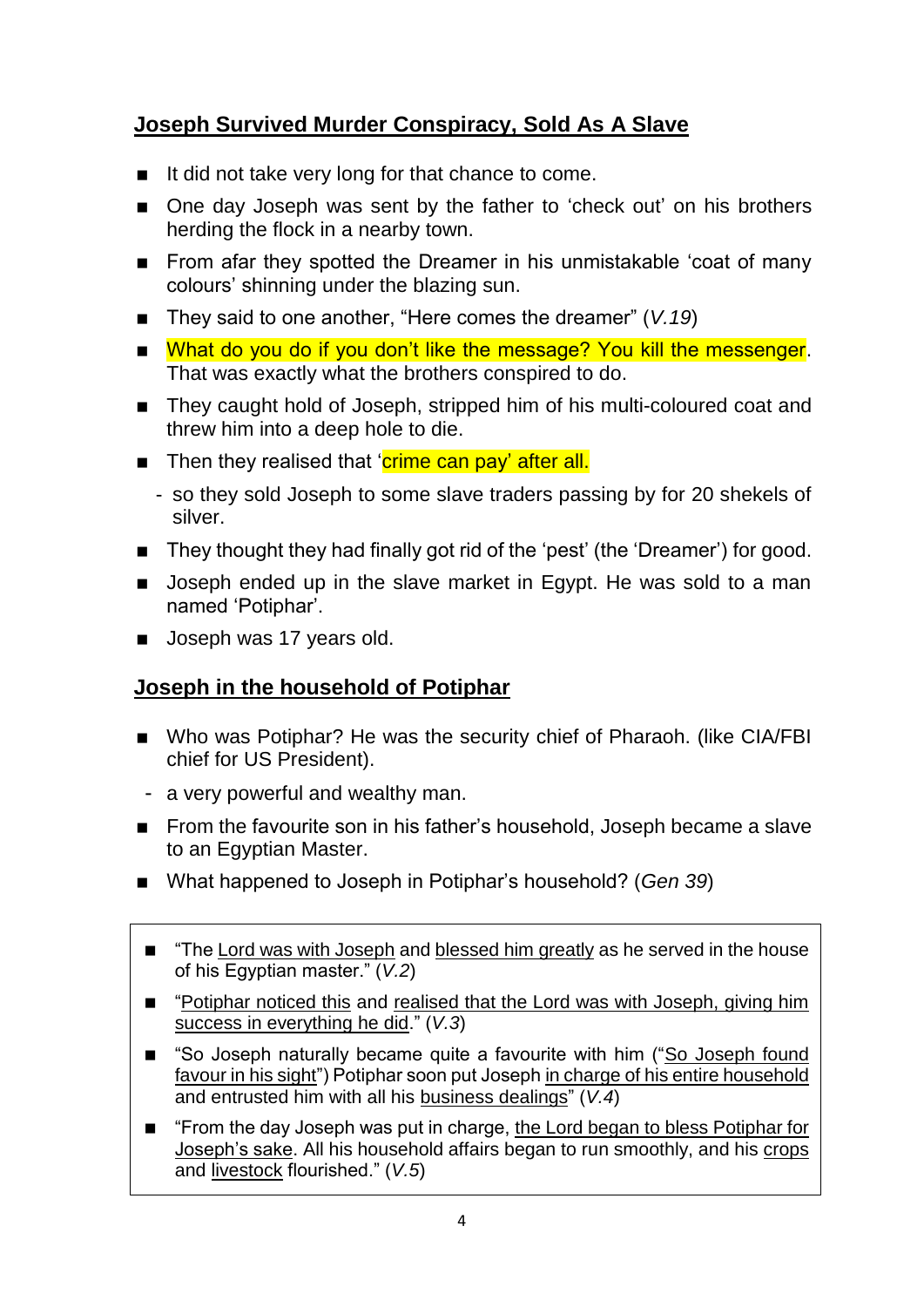## **Joseph Survived Murder Conspiracy, Sold As A Slave**

- It did not take very long for that chance to come.
- One day Joseph was sent by the father to 'check out' on his brothers herding the flock in a nearby town.
- From afar they spotted the Dreamer in his unmistakable 'coat of many colours' shinning under the blazing sun.
- They said to one another, "Here comes the dreamer" (*V.19*)
- What do you do if you don't like the message? You kill the messenger. That was exactly what the brothers conspired to do.
- They caught hold of Joseph, stripped him of his multi-coloured coat and threw him into a deep hole to die.
- Then they realised that 'crime can pay' after all.
  - so they sold Joseph to some slave traders passing by for 20 shekels of silver.
- They thought they had finally got rid of the 'pest' (the 'Dreamer') for good.
- Joseph ended up in the slave market in Egypt. He was sold to a man named 'Potiphar'.
- Joseph was 17 years old.

## **Joseph in the household of Potiphar**

- Who was Potiphar? He was the security chief of Pharaoh. (like CIA/FBI chief for US President).
  - a very powerful and wealthy man.
- From the favourite son in his father's household, Joseph became a slave to an Egyptian Master.
- What happened to Joseph in Potiphar's household? (*Gen 39*)

---

- "The Lord was with Joseph and blessed him greatly as he served in the house of his Egyptian master." (*V.2*)
- "Potiphar noticed this and realised that the Lord was with Joseph, giving him success in everything he did." (*V.3*)
- "So Joseph naturally became quite a favourite with him ("So Joseph found favour in his sight") Potiphar soon put Joseph in charge of his entire household and entrusted him with all his business dealings" (*V.4*)
- "From the day Joseph was put in charge, the Lord began to bless Potiphar for Joseph's sake. All his household affairs began to run smoothly, and his crops and livestock flourished." (*V.5*)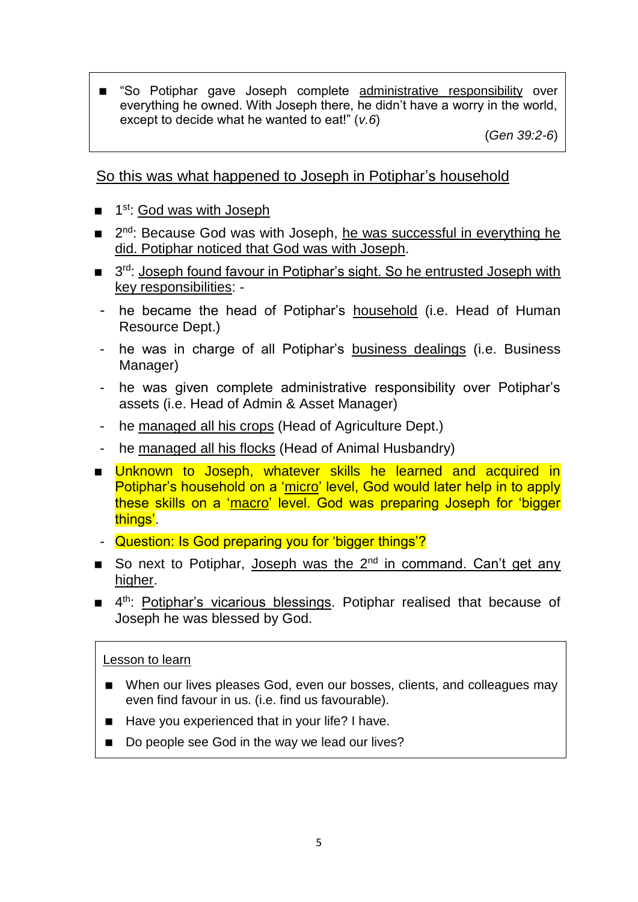- "So Potiphar gave Joseph complete administrative responsibility over everything he owned. With Joseph there, he didn't have a worry in the world, except to decide what he wanted to eat!" (*v.6*)

  (*Gen 39:2-6*)

So this was what happened to Joseph in Potiphar's household

- 1st: God was with Joseph
- 2nd: Because God was with Joseph, he was successful in everything he did. Potiphar noticed that God was with Joseph.
- 3rd: Joseph found favour in Potiphar's sight. So he entrusted Joseph with key responsibilities: -
  - he became the head of Potiphar's household (i.e. Head of Human Resource Dept.)
  - he was in charge of all Potiphar's business dealings (i.e. Business Manager)
  - he was given complete administrative responsibility over Potiphar's assets (i.e. Head of Admin & Asset Manager)
  - he managed all his crops (Head of Agriculture Dept.)
  - he managed all his flocks (Head of Animal Husbandry)
- Unknown to Joseph, whatever skills he learned and acquired in Potiphar's household on a 'micro' level, God would later help in to apply these skills on a 'macro' level. God was preparing Joseph for 'bigger things'.
  - Question: Is God preparing you for 'bigger things'?
- So next to Potiphar, Joseph was the 2nd in command. Can't get any higher.
- 4th: Potiphar's vicarious blessings. Potiphar realised that because of Joseph he was blessed by God.

Lesson to learn

- When our lives pleases God, even our bosses, clients, and colleagues may even find favour in us. (i.e. find us favourable).
- Have you experienced that in your life? I have.
- Do people see God in the way we lead our lives?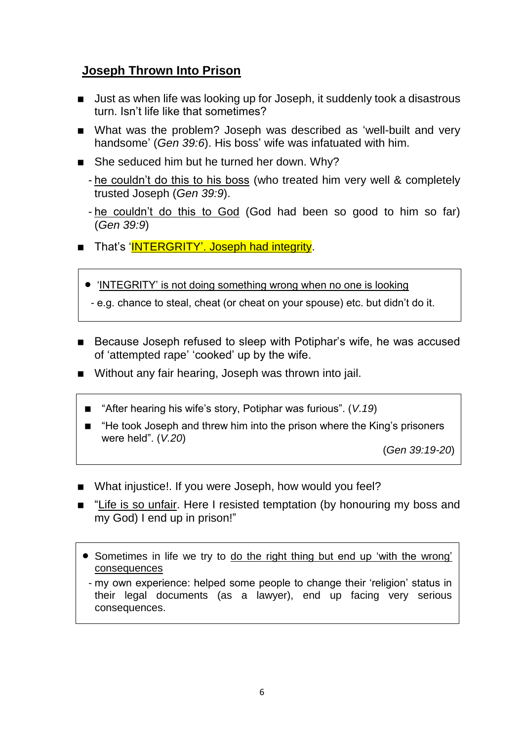## Joseph Thrown Into Prison

- Just as when life was looking up for Joseph, it suddenly took a disastrous turn. Isn't life like that sometimes?
- What was the problem? Joseph was described as 'well-built and very handsome' (*Gen 39:6*). His boss' wife was infatuated with him.
- She seduced him but he turned her down. Why?
  - he couldn't do this to his boss (who treated him very well & completely trusted Joseph (*Gen 39:9*).
  - he couldn't do this to God (God had been so good to him so far) (*Gen 39:9*)
- That's 'INTERGRITY'. Joseph had integrity.

> - 'INTEGRITY' is not doing something wrong when no one is looking
>   - e.g. chance to steal, cheat (or cheat on your spouse) etc. but didn't do it.

- Because Joseph refused to sleep with Potiphar's wife, he was accused of 'attempted rape' 'cooked' up by the wife.
- Without any fair hearing, Joseph was thrown into jail.

> - "After hearing his wife's story, Potiphar was furious". (*V.19*)
> - "He took Joseph and threw him into the prison where the King's prisoners were held". (*V.20*)
>
> (*Gen 39:19-20*)

- What injustice!. If you were Joseph, how would you feel?
- "Life is so unfair. Here I resisted temptation (by honouring my boss and my God) I end up in prison!"

> - Sometimes in life we try to do the right thing but end up 'with the wrong' consequences
>   - my own experience: helped some people to change their 'religion' status in their legal documents (as a lawyer), end up facing very serious consequences.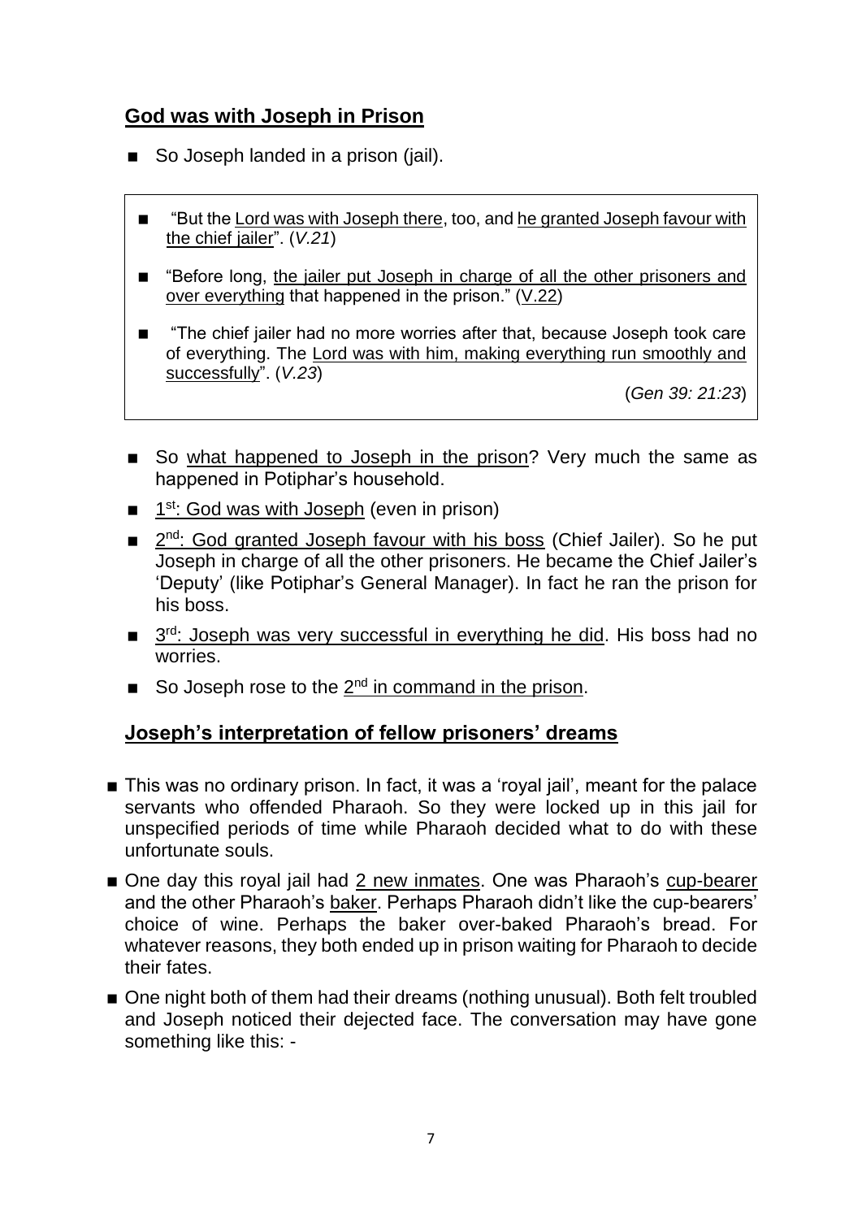## God was with Joseph in Prison

- So Joseph landed in a prison (jail).

> - "But the Lord was with Joseph there, too, and he granted Joseph favour with the chief jailer". (*V.21*)
> - "Before long, the jailer put Joseph in charge of all the other prisoners and over everything that happened in the prison." (V.22)
> - "The chief jailer had no more worries after that, because Joseph took care of everything. The Lord was with him, making everything run smoothly and successfully". (*V.23*)
>
> (*Gen 39: 21:23*)

- So what happened to Joseph in the prison? Very much the same as happened in Potiphar's household.
- 1st: God was with Joseph (even in prison)
- 2nd: God granted Joseph favour with his boss (Chief Jailer). So he put Joseph in charge of all the other prisoners. He became the Chief Jailer's 'Deputy' (like Potiphar's General Manager). In fact he ran the prison for his boss.
- 3rd: Joseph was very successful in everything he did. His boss had no worries.
- So Joseph rose to the 2nd in command in the prison.

## Joseph's interpretation of fellow prisoners' dreams

- This was no ordinary prison. In fact, it was a 'royal jail', meant for the palace servants who offended Pharaoh. So they were locked up in this jail for unspecified periods of time while Pharaoh decided what to do with these unfortunate souls.
- One day this royal jail had 2 new inmates. One was Pharaoh's cup-bearer and the other Pharaoh's baker. Perhaps Pharaoh didn't like the cup-bearers' choice of wine. Perhaps the baker over-baked Pharaoh's bread. For whatever reasons, they both ended up in prison waiting for Pharaoh to decide their fates.
- One night both of them had their dreams (nothing unusual). Both felt troubled and Joseph noticed their dejected face. The conversation may have gone something like this: -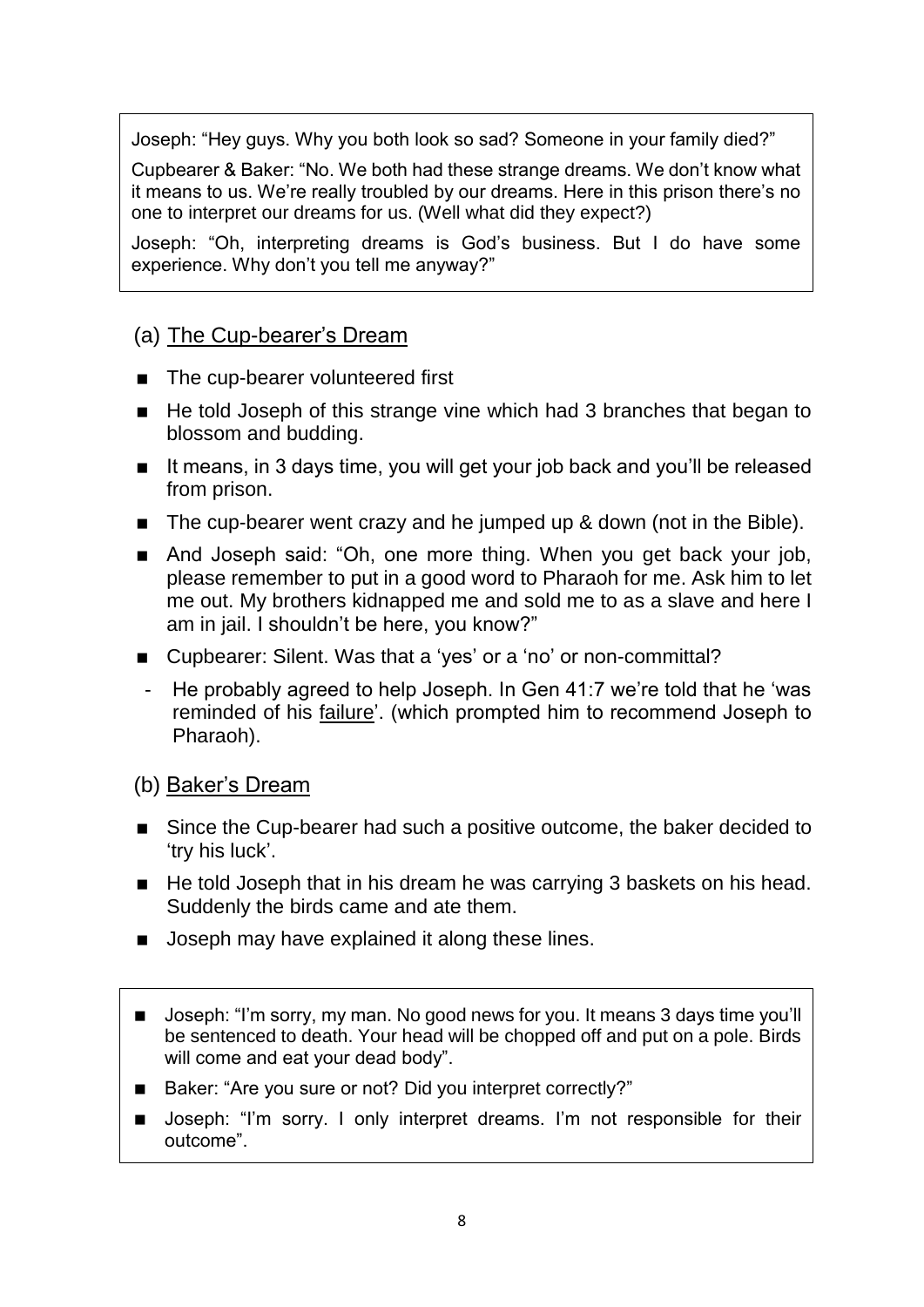Joseph: "Hey guys. Why you both look so sad? Someone in your family died?"

Cupbearer & Baker: "No. We both had these strange dreams. We don't know what it means to us. We're really troubled by our dreams. Here in this prison there's no one to interpret our dreams for us. (Well what did they expect?)

Joseph: "Oh, interpreting dreams is God's business. But I do have some experience. Why don't you tell me anyway?"

### (a) <u>The Cup-bearer's Dream</u>

- The cup-bearer volunteered first
- He told Joseph of this strange vine which had 3 branches that began to blossom and budding.
- It means, in 3 days time, you will get your job back and you'll be released from prison.
- The cup-bearer went crazy and he jumped up & down (not in the Bible).
- And Joseph said: "Oh, one more thing. When you get back your job, please remember to put in a good word to Pharaoh for me. Ask him to let me out. My brothers kidnapped me and sold me to as a slave and here I am in jail. I shouldn't be here, you know?"
- Cupbearer: Silent. Was that a 'yes' or a 'no' or non-committal?
  - He probably agreed to help Joseph. In Gen 41:7 we're told that he 'was reminded of his <u>failure</u>'. (which prompted him to recommend Joseph to Pharaoh).

### (b) <u>Baker's Dream</u>

- Since the Cup-bearer had such a positive outcome, the baker decided to 'try his luck'.
- He told Joseph that in his dream he was carrying 3 baskets on his head. Suddenly the birds came and ate them.
- Joseph may have explained it along these lines.

- Joseph: "I'm sorry, my man. No good news for you. It means 3 days time you'll be sentenced to death. Your head will be chopped off and put on a pole. Birds will come and eat your dead body".
- Baker: "Are you sure or not? Did you interpret correctly?"
- Joseph: "I'm sorry. I only interpret dreams. I'm not responsible for their outcome".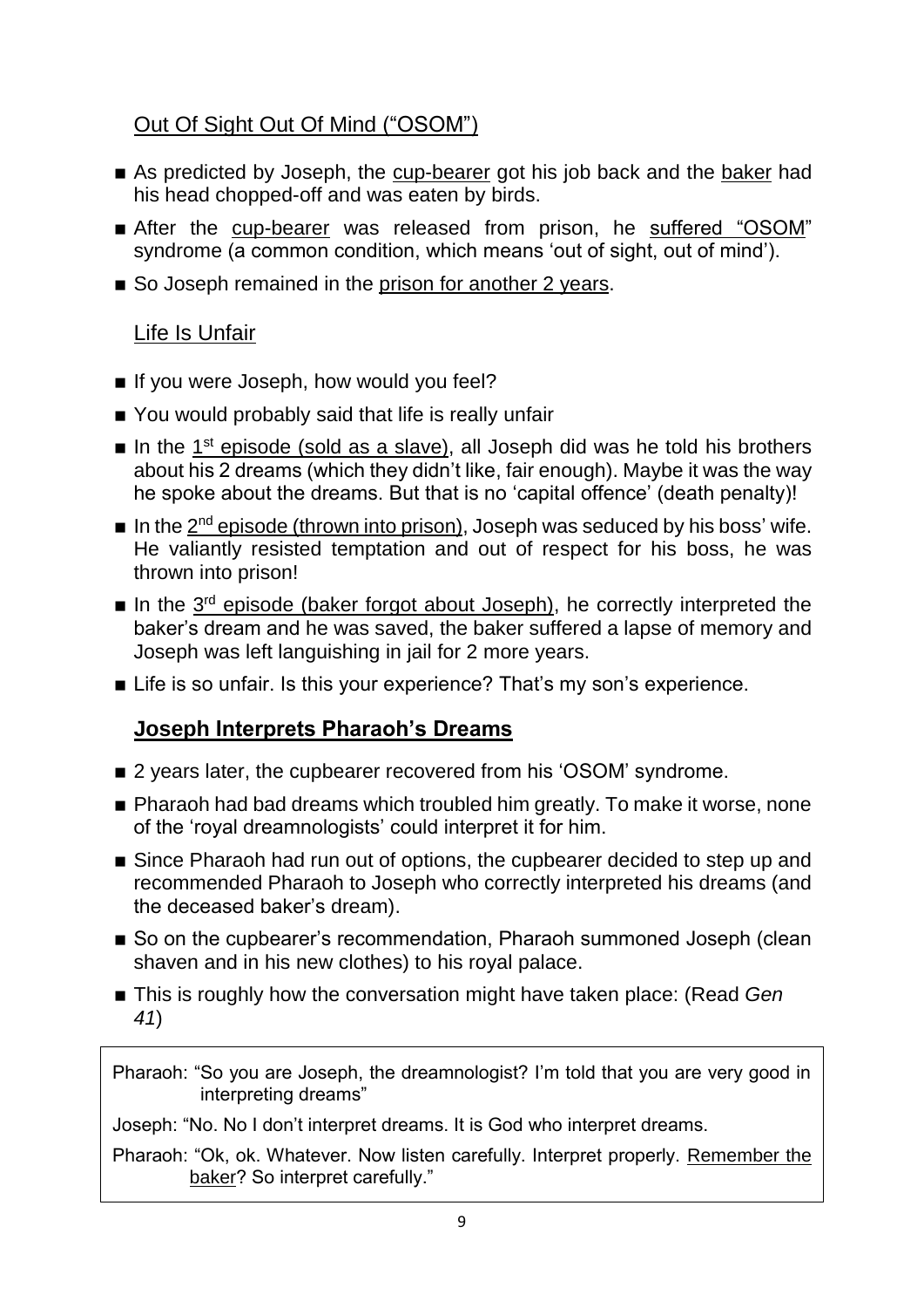## Out Of Sight Out Of Mind ("OSOM")

- As predicted by Joseph, the cup-bearer got his job back and the baker had his head chopped-off and was eaten by birds.
- After the cup-bearer was released from prison, he suffered "OSOM" syndrome (a common condition, which means 'out of sight, out of mind').
- So Joseph remained in the prison for another 2 years.

## Life Is Unfair

- If you were Joseph, how would you feel?
- You would probably said that life is really unfair
- In the 1st episode (sold as a slave), all Joseph did was he told his brothers about his 2 dreams (which they didn't like, fair enough). Maybe it was the way he spoke about the dreams. But that is no 'capital offence' (death penalty)!
- In the 2nd episode (thrown into prison), Joseph was seduced by his boss' wife. He valiantly resisted temptation and out of respect for his boss, he was thrown into prison!
- In the 3rd episode (baker forgot about Joseph), he correctly interpreted the baker's dream and he was saved, the baker suffered a lapse of memory and Joseph was left languishing in jail for 2 more years.
- Life is so unfair. Is this your experience? That's my son's experience.

## **Joseph Interprets Pharaoh's Dreams**

- 2 years later, the cupbearer recovered from his 'OSOM' syndrome.
- Pharaoh had bad dreams which troubled him greatly. To make it worse, none of the 'royal dreamnologists' could interpret it for him.
- Since Pharaoh had run out of options, the cupbearer decided to step up and recommended Pharaoh to Joseph who correctly interpreted his dreams (and the deceased baker's dream).
- So on the cupbearer's recommendation, Pharaoh summoned Joseph (clean shaven and in his new clothes) to his royal palace.
- This is roughly how the conversation might have taken place: (Read *Gen 41*)

> Pharaoh: "So you are Joseph, the dreamnologist? I'm told that you are very good in interpreting dreams"
>
> Joseph: "No. No I don't interpret dreams. It is God who interpret dreams.
>
> Pharaoh: "Ok, ok. Whatever. Now listen carefully. Interpret properly. Remember the baker? So interpret carefully."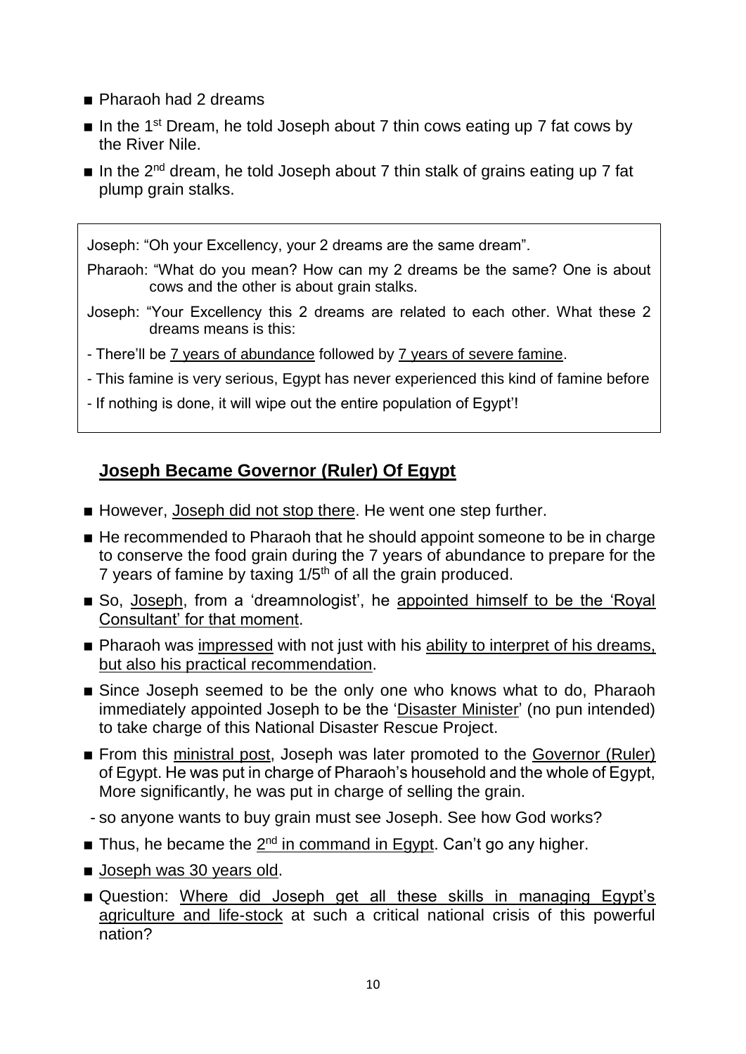- Pharaoh had 2 dreams
- In the 1st Dream, he told Joseph about 7 thin cows eating up 7 fat cows by the River Nile.
- In the 2nd dream, he told Joseph about 7 thin stalk of grains eating up 7 fat plump grain stalks.

> Joseph: "Oh your Excellency, your 2 dreams are the same dream".
>
> Pharaoh: "What do you mean? How can my 2 dreams be the same? One is about cows and the other is about grain stalks.
>
> Joseph: "Your Excellency this 2 dreams are related to each other. What these 2 dreams means is this:
>
> - There'll be <u>7 years of abundance</u> followed by <u>7 years of severe famine</u>.
> - This famine is very serious, Egypt has never experienced this kind of famine before
> - If nothing is done, it will wipe out the entire population of Egypt'!

## Joseph Became Governor (Ruler) Of Egypt

- However, <u>Joseph did not stop there</u>. He went one step further.
- He recommended to Pharaoh that he should appoint someone to be in charge to conserve the food grain during the 7 years of abundance to prepare for the 7 years of famine by taxing 1/5th of all the grain produced.
- So, <u>Joseph</u>, from a 'dreamnologist', he <u>appointed himself to be the 'Royal Consultant' for that moment</u>.
- Pharaoh was <u>impressed</u> with not just with his <u>ability to interpret of his dreams, but also his practical recommendation</u>.
- Since Joseph seemed to be the only one who knows what to do, Pharaoh immediately appointed Joseph to be the '<u>Disaster Minister</u>' (no pun intended) to take charge of this National Disaster Rescue Project.
- From this <u>ministral post</u>, Joseph was later promoted to the <u>Governor (Ruler)</u> of Egypt. He was put in charge of Pharaoh's household and the whole of Egypt, More significantly, he was put in charge of selling the grain.

  - so anyone wants to buy grain must see Joseph. See how God works?
- Thus, he became the <u>2nd in command in Egypt</u>. Can't go any higher.
- <u>Joseph was 30 years old</u>.
- Question: <u>Where did Joseph get all these skills in managing Egypt's agriculture and life-stock</u> at such a critical national crisis of this powerful nation?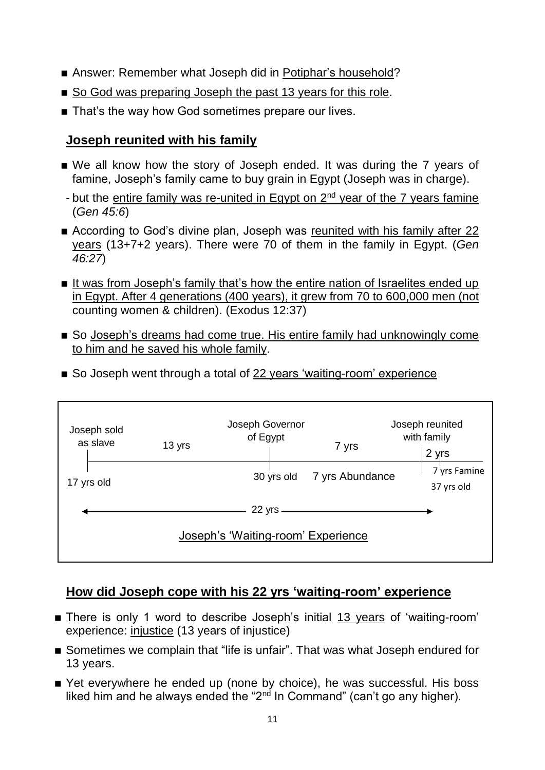- Answer: Remember what Joseph did in Potiphar's household?
- So God was preparing Joseph the past 13 years for this role.
- That's the way how God sometimes prepare our lives.

## Joseph reunited with his family

- We all know how the story of Joseph ended. It was during the 7 years of famine, Joseph's family came to buy grain in Egypt (Joseph was in charge).
  - but the entire family was re-united in Egypt on 2nd year of the 7 years famine (*Gen 45:6*)
- According to God's divine plan, Joseph was reunited with his family after 22 years (13+7+2 years). There were 70 of them in the family in Egypt. (*Gen 46:27*)
- It was from Joseph's family that's how the entire nation of Israelites ended up in Egypt. After 4 generations (400 years), it grew from 70 to 600,000 men (not counting women & children). (Exodus 12:37)
- So Joseph's dreams had come true. His entire family had unknowingly come to him and he saved his whole family.
- So Joseph went through a total of 22 years 'waiting-room' experience

| Joseph sold as slave | 13 yrs | Joseph Governor of Egypt | 7 yrs | Joseph reunited with family | 2 yrs |
|---|---|---|---|---|---|
| 17 yrs old | | 30 yrs old | 7 yrs Abundance | 7 yrs Famine | 37 yrs old |

← 22 yrs →

Joseph's 'Waiting-room' Experience

## How did Joseph cope with his 22 yrs 'waiting-room' experience

- There is only 1 word to describe Joseph's initial 13 years of 'waiting-room' experience: injustice (13 years of injustice)
- Sometimes we complain that "life is unfair". That was what Joseph endured for 13 years.
- Yet everywhere he ended up (none by choice), he was successful. His boss liked him and he always ended the "2nd In Command" (can't go any higher).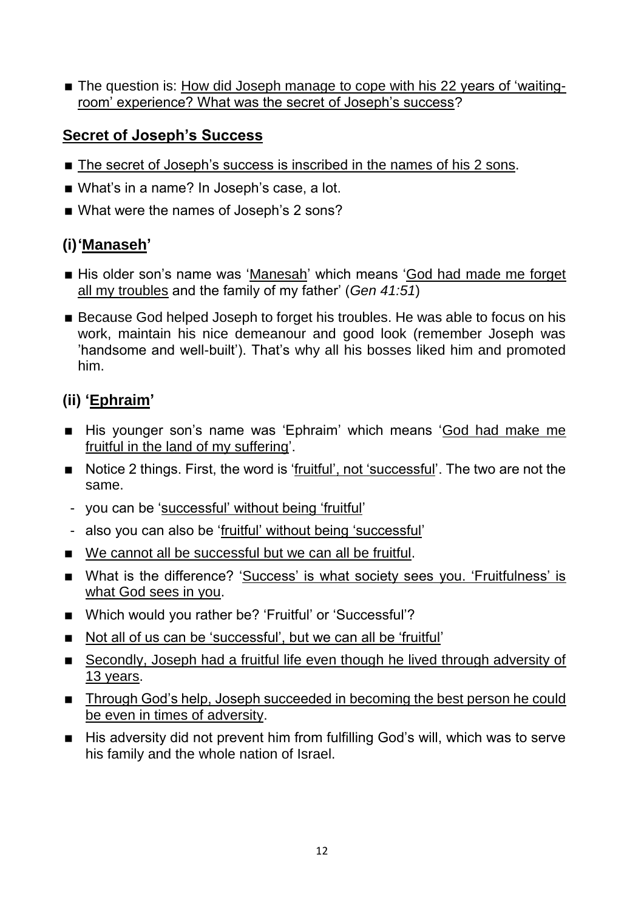- The question is: How did Joseph manage to cope with his 22 years of 'waiting-room' experience? What was the secret of Joseph's success?

## Secret of Joseph's Success

- The secret of Joseph's success is inscribed in the names of his 2 sons.
- What's in a name? In Joseph's case, a lot.
- What were the names of Joseph's 2 sons?

### (i) 'Manaseh'

- His older son's name was 'Manesah' which means 'God had made me forget all my troubles and the family of my father' (*Gen 41:51*)
- Because God helped Joseph to forget his troubles. He was able to focus on his work, maintain his nice demeanour and good look (remember Joseph was 'handsome and well-built'). That's why all his bosses liked him and promoted him.

### (ii) 'Ephraim'

- His younger son's name was 'Ephraim' which means 'God had make me fruitful in the land of my suffering'.
- Notice 2 things. First, the word is 'fruitful', not 'successful'. The two are not the same.
  - you can be 'successful' without being 'fruitful'
  - also you can also be 'fruitful' without being 'successful'
- We cannot all be successful but we can all be fruitful.
- What is the difference? 'Success' is what society sees you. 'Fruitfulness' is what God sees in you.
- Which would you rather be? 'Fruitful' or 'Successful'?
- Not all of us can be 'successful', but we can all be 'fruitful'
- Secondly, Joseph had a fruitful life even though he lived through adversity of 13 years.
- Through God's help, Joseph succeeded in becoming the best person he could be even in times of adversity.
- His adversity did not prevent him from fulfilling God's will, which was to serve his family and the whole nation of Israel.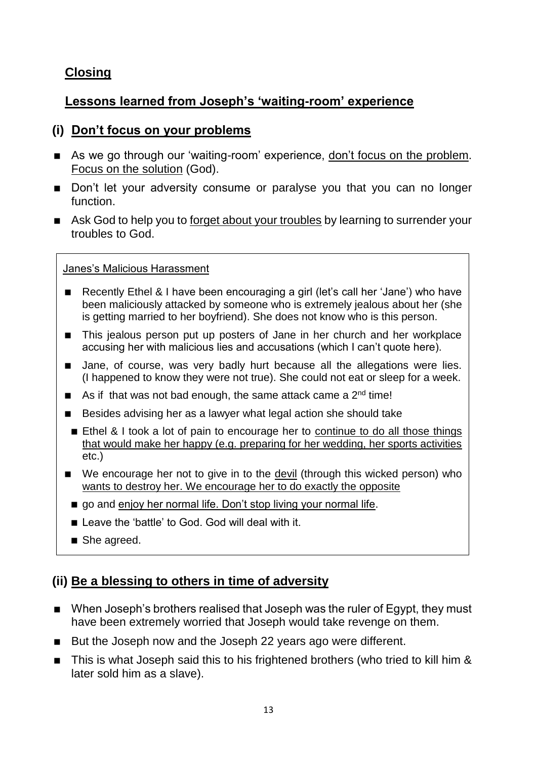## Closing

## Lessons learned from Joseph's 'waiting-room' experience

### (i) Don't focus on your problems

- As we go through our 'waiting-room' experience, don't focus on the problem. Focus on the solution (God).
- Don't let your adversity consume or paralyse you that you can no longer function.
- Ask God to help you to forget about your troubles by learning to surrender your troubles to God.

Janes's Malicious Harassment

- Recently Ethel & I have been encouraging a girl (let's call her 'Jane') who have been maliciously attacked by someone who is extremely jealous about her (she is getting married to her boyfriend). She does not know who is this person.
- This jealous person put up posters of Jane in her church and her workplace accusing her with malicious lies and accusations (which I can't quote here).
- Jane, of course, was very badly hurt because all the allegations were lies. (I happened to know they were not true). She could not eat or sleep for a week.
- As if that was not bad enough, the same attack came a 2nd time!
- Besides advising her as a lawyer what legal action she should take
  - Ethel & I took a lot of pain to encourage her to continue to do all those things that would make her happy (e.g. preparing for her wedding, her sports activities etc.)
- We encourage her not to give in to the devil (through this wicked person) who wants to destroy her. We encourage her to do exactly the opposite
  - go and enjoy her normal life. Don't stop living your normal life.
  - Leave the 'battle' to God. God will deal with it.
  - She agreed.

### (ii) Be a blessing to others in time of adversity

- When Joseph's brothers realised that Joseph was the ruler of Egypt, they must have been extremely worried that Joseph would take revenge on them.
- But the Joseph now and the Joseph 22 years ago were different.
- This is what Joseph said this to his frightened brothers (who tried to kill him & later sold him as a slave).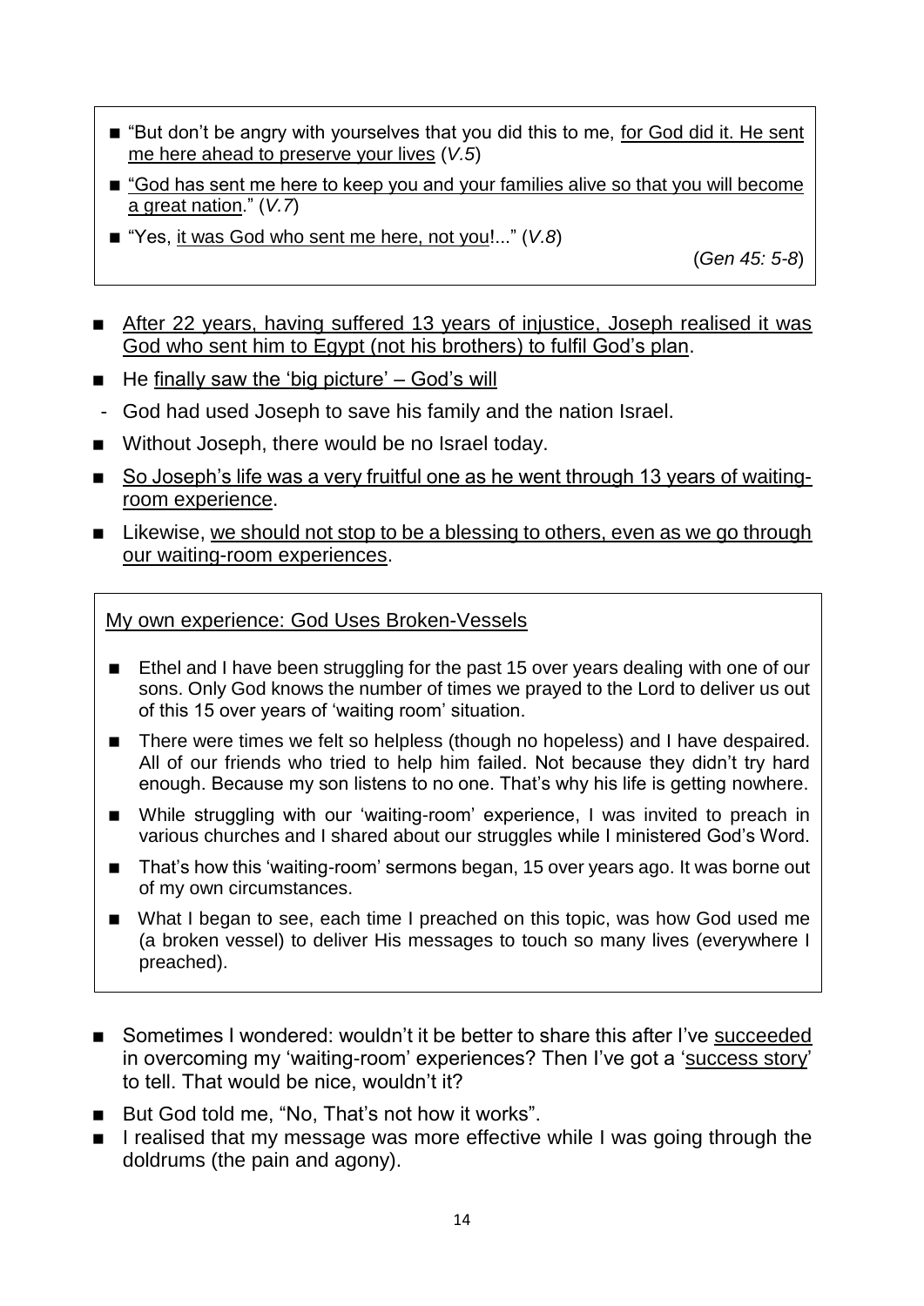- "But don't be angry with yourselves that you did this to me, for God did it. He sent me here ahead to preserve your lives (*V.5*)
- "God has sent me here to keep you and your families alive so that you will become a great nation." (*V.7*)
- "Yes, it was God who sent me here, not you!..." (*V.8*)

(*Gen 45: 5-8*)

- After 22 years, having suffered 13 years of injustice, Joseph realised it was God who sent him to Egypt (not his brothers) to fulfil God's plan.
- He finally saw the 'big picture' – God's will
  - God had used Joseph to save his family and the nation Israel.
- Without Joseph, there would be no Israel today.
- So Joseph's life was a very fruitful one as he went through 13 years of waiting-room experience.
- Likewise, we should not stop to be a blessing to others, even as we go through our waiting-room experiences.

My own experience: God Uses Broken-Vessels

- Ethel and I have been struggling for the past 15 over years dealing with one of our sons. Only God knows the number of times we prayed to the Lord to deliver us out of this 15 over years of 'waiting room' situation.
- There were times we felt so helpless (though no hopeless) and I have despaired. All of our friends who tried to help him failed. Not because they didn't try hard enough. Because my son listens to no one. That's why his life is getting nowhere.
- While struggling with our 'waiting-room' experience, I was invited to preach in various churches and I shared about our struggles while I ministered God's Word.
- That's how this 'waiting-room' sermons began, 15 over years ago. It was borne out of my own circumstances.
- What I began to see, each time I preached on this topic, was how God used me (a broken vessel) to deliver His messages to touch so many lives (everywhere I preached).

- Sometimes I wondered: wouldn't it be better to share this after I've succeeded in overcoming my 'waiting-room' experiences? Then I've got a 'success story' to tell. That would be nice, wouldn't it?
- But God told me, "No, That's not how it works".
- I realised that my message was more effective while I was going through the doldrums (the pain and agony).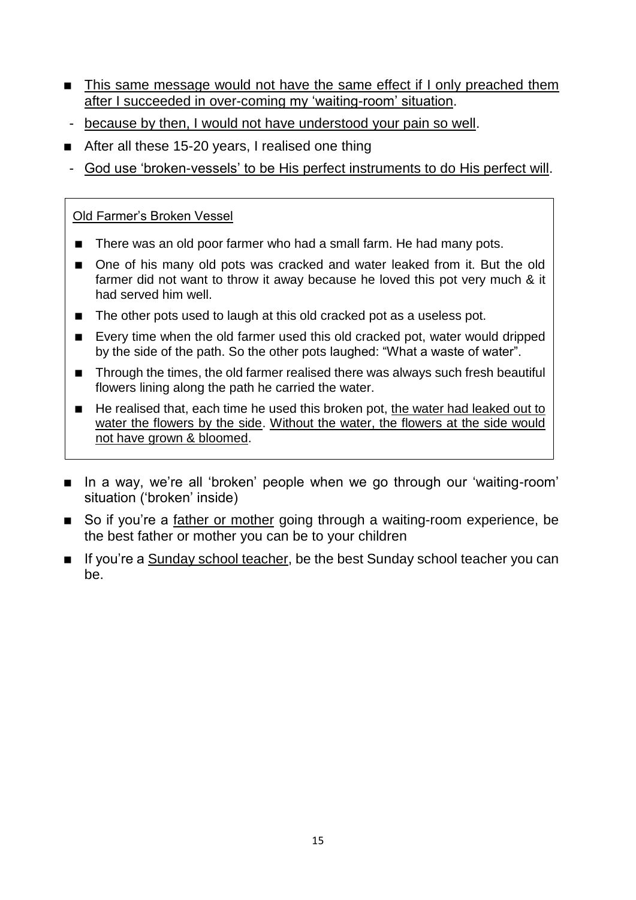- <u>This same message would not have the same effect if I only preached them after I succeeded in over-coming my 'waiting-room' situation</u>.
  - <u>because by then, I would not have understood your pain so well</u>.
- After all these 15-20 years, I realised one thing
  - <u>God use 'broken-vessels' to be His perfect instruments to do His perfect will</u>.

<u>Old Farmer's Broken Vessel</u>

- There was an old poor farmer who had a small farm. He had many pots.
- One of his many old pots was cracked and water leaked from it. But the old farmer did not want to throw it away because he loved this pot very much & it had served him well.
- The other pots used to laugh at this old cracked pot as a useless pot.
- Every time when the old farmer used this old cracked pot, water would dripped by the side of the path. So the other pots laughed: "What a waste of water".
- Through the times, the old farmer realised there was always such fresh beautiful flowers lining along the path he carried the water.
- He realised that, each time he used this broken pot, <u>the water had leaked out to water the flowers by the side</u>. <u>Without the water, the flowers at the side would not have grown & bloomed</u>.

- In a way, we're all 'broken' people when we go through our 'waiting-room' situation ('broken' inside)
- So if you're a <u>father or mother</u> going through a waiting-room experience, be the best father or mother you can be to your children
- If you're a <u>Sunday school teacher</u>, be the best Sunday school teacher you can be.